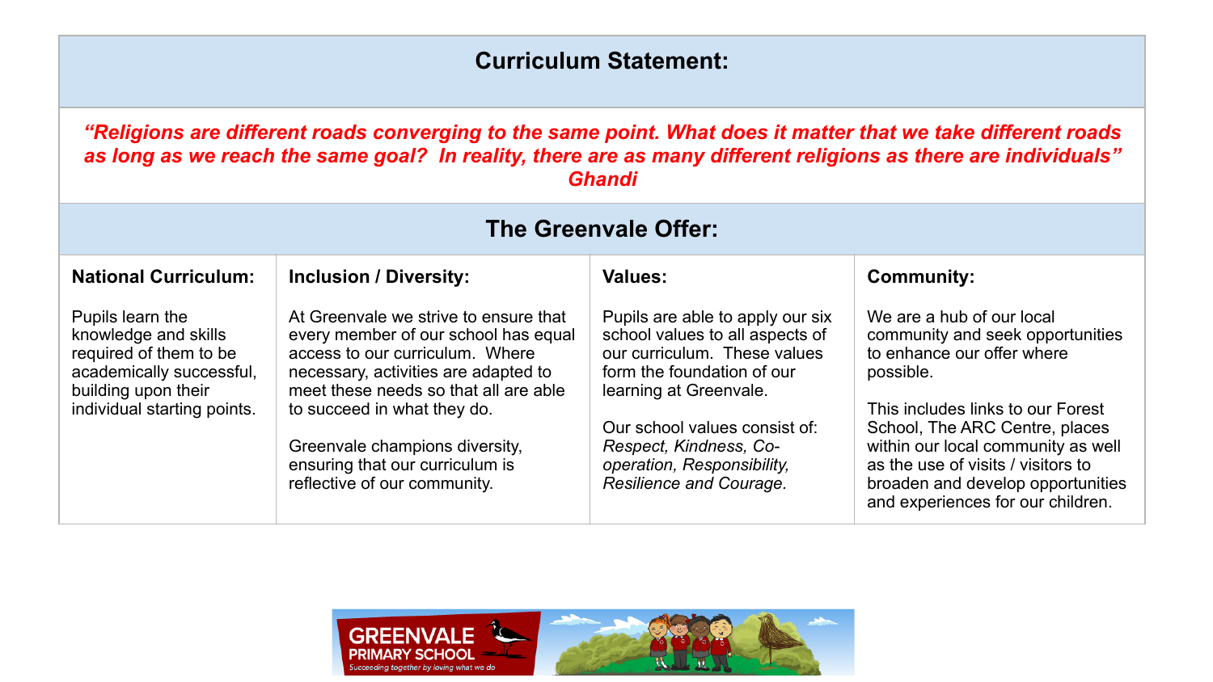## Curriculum Statement:

***"Religions are different roads converging to the same point. What does it matter that we take different roads as long as we reach the same goal? In reality, there are as many different religions as there are individuals" Ghandi***

## The Greenvale Offer:

| National Curriculum: | Inclusion / Diversity: | Values: | Community: |
|---|---|---|---|
| Pupils learn the knowledge and skills required of them to be academically successful, building upon their individual starting points. | At Greenvale we strive to ensure that every member of our school has equal access to our curriculum. Where necessary, activities are adapted to meet these needs so that all are able to succeed in what they do.<br><br>Greenvale champions diversity, ensuring that our curriculum is reflective of our community. | Pupils are able to apply our six school values to all aspects of our curriculum. These values form the foundation of our learning at Greenvale.<br><br>Our school values consist of: *Respect, Kindness, Co-operation, Responsibility, Resilience and Courage.* | We are a hub of our local community and seek opportunities to enhance our offer where possible.<br><br>This includes links to our Forest School, The ARC Centre, places within our local community as well as the use of visits / visitors to broaden and develop opportunities and experiences for our children. |

GREENVALE PRIMARY SCHOOL

*Succeeding together by loving what we do*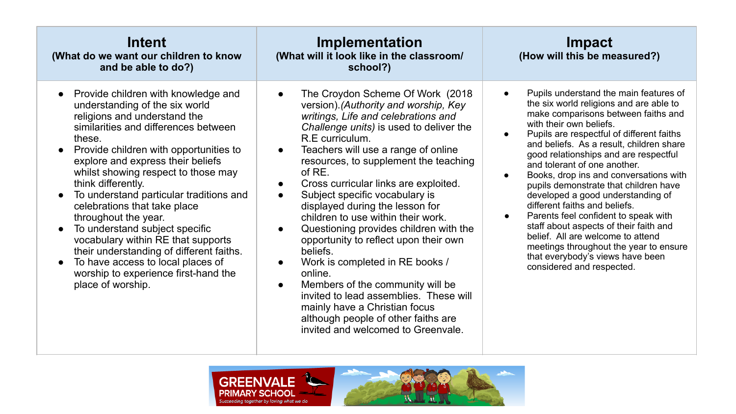| Intent<br>(What do we want our children to know and be able to do?) | Implementation<br>(What will it look like in the classroom/ school?) | Impact<br>(How will this be measured?) |
| --- | --- | --- |
| • Provide children with knowledge and understanding of the six world religions and understand the similarities and differences between these.<br>• Provide children with opportunities to explore and express their beliefs whilst showing respect to those may think differently.<br>• To understand particular traditions and celebrations that take place throughout the year.<br>• To understand subject specific vocabulary within RE that supports their understanding of different faiths.<br>• To have access to local places of worship to experience first-hand the place of worship. | • The Croydon Scheme Of Work (2018 version).*(Authority and worship, Key writings, Life and celebrations and Challenge units)* is used to deliver the R.E curriculum.<br>• Teachers will use a range of online resources, to supplement the teaching of RE.<br>• Cross curricular links are exploited.<br>• Subject specific vocabulary is displayed during the lesson for children to use within their work.<br>• Questioning provides children with the opportunity to reflect upon their own beliefs.<br>• Work is completed in RE books / online.<br>• Members of the community will be invited to lead assemblies. These will mainly have a Christian focus although people of other faiths are invited and welcomed to Greenvale. | • Pupils understand the main features of the six world religions and are able to make comparisons between faiths and with their own beliefs.<br>• Pupils are respectful of different faiths and beliefs. As a result, children share good relationships and are respectful and tolerant of one another.<br>• Books, drop ins and conversations with pupils demonstrate that children have developed a good understanding of different faiths and beliefs.<br>• Parents feel confident to speak with staff about aspects of their faith and belief. All are welcome to attend meetings throughout the year to ensure that everybody's views have been considered and respected. |

GREENVALE PRIMARY SCHOOL
Succeeding together by loving what we do